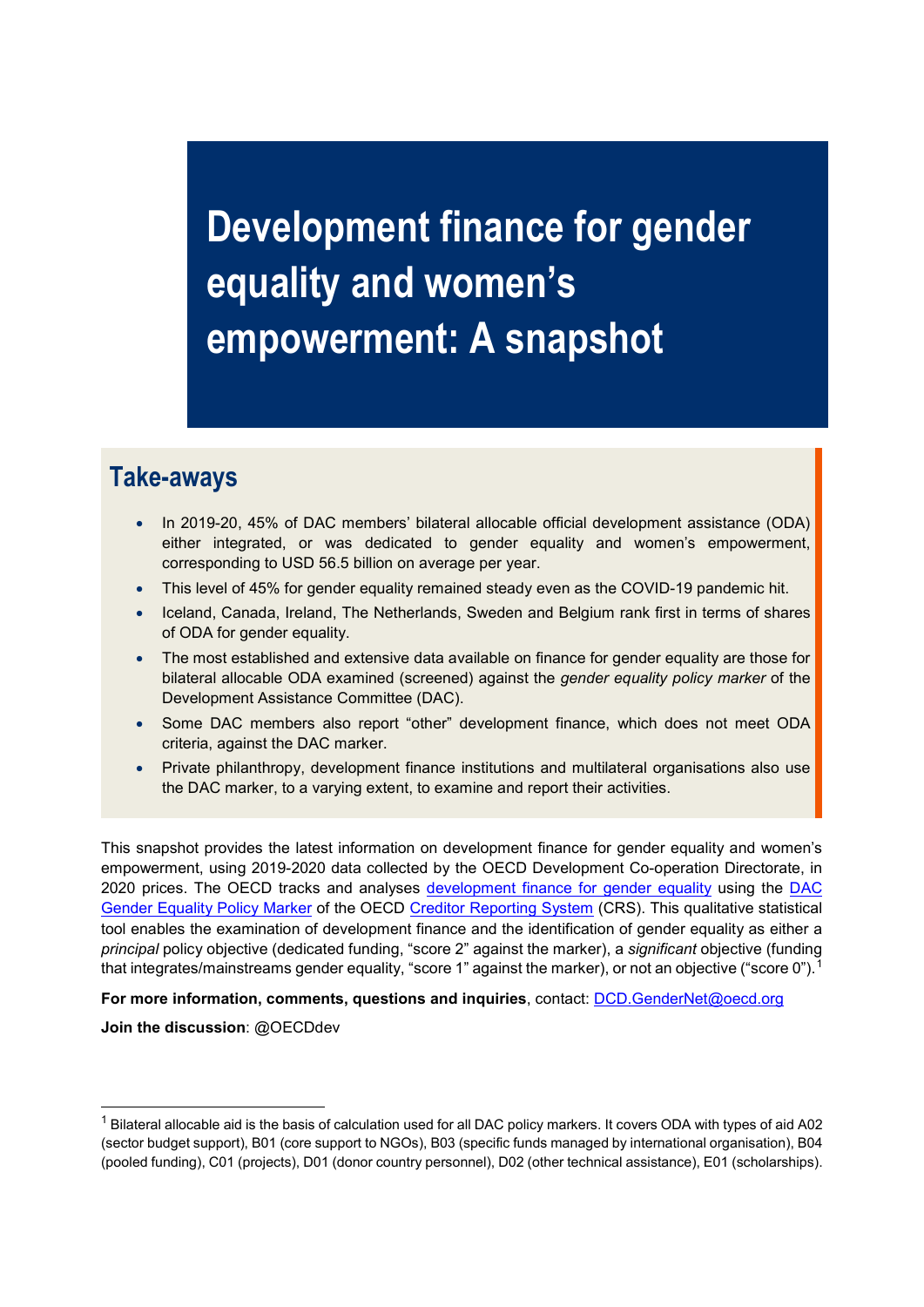# Development finance for gender equality and women's empowerment: A snapshot

## Take-aways

- In 2019-20, 45% of DAC members' bilateral allocable official development assistance (ODA) either integrated, or was dedicated to gender equality and women's empowerment, corresponding to USD 56.5 billion on average per year.
- This level of 45% for gender equality remained steady even as the COVID-19 pandemic hit.
- Iceland, Canada, Ireland, The Netherlands, Sweden and Belgium rank first in terms of shares of ODA for gender equality.
- The most established and extensive data available on finance for gender equality are those for bilateral allocable ODA examined (screened) against the *gender equality policy marker* of the Development Assistance Committee (DAC).
- Some DAC members also report "other" development finance, which does not meet ODA criteria, against the DAC marker.
- Private philanthropy, development finance institutions and multilateral organisations also use the DAC marker, to a varying extent, to examine and report their activities.

This snapshot provides the latest information on development finance for gender equality and women's empowerment, using 2019-2020 data collected by the OECD Development Co-operation Directorate, in 2020 prices. The OECD tracks and analyses development finance for gender equality using the DAC Gender Equality Policy Marker of the OECD Creditor Reporting System (CRS). This qualitative statistical tool enables the examination of development finance and the identification of gender equality as either a *principal* policy objective (dedicated funding, "score 2" against the marker), a *significant* objective (funding that integrates/mainstreams gender equality, "score 1" against the marker), or not an objective ("score 0").[1]

**For more information, comments, questions and inquiries**, contact: DCD.GenderNet@oecd.org

**Join the discussion**: @OECDdev

---

[1] Bilateral allocable aid is the basis of calculation used for all DAC policy markers. It covers ODA with types of aid A02 (sector budget support), B01 (core support to NGOs), B03 (specific funds managed by international organisation), B04 (pooled funding), C01 (projects), D01 (donor country personnel), D02 (other technical assistance), E01 (scholarships).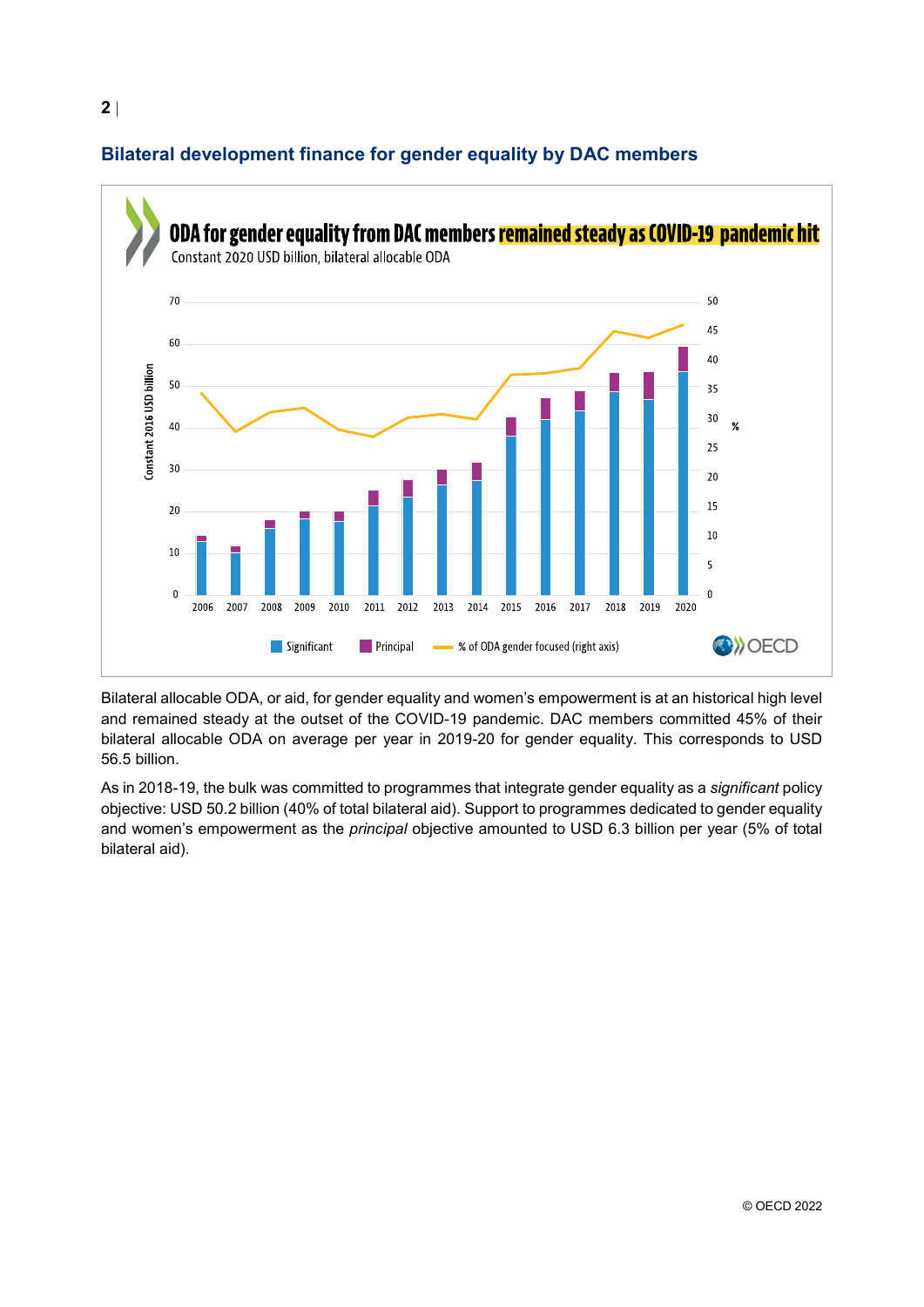## Bilateral development finance for gender equality by DAC members

**ODA for gender equality from DAC members remained steady as COVID-19 pandemic hit**

Constant 2020 USD billion, bilateral allocable ODA

Bilateral allocable ODA, or aid, for gender equality and women's empowerment is at an historical high level and remained steady at the outset of the COVID-19 pandemic. DAC members committed 45% of their bilateral allocable ODA on average per year in 2019-20 for gender equality. This corresponds to USD 56.5 billion.

As in 2018-19, the bulk was committed to programmes that integrate gender equality as a *significant* policy objective: USD 50.2 billion (40% of total bilateral aid). Support to programmes dedicated to gender equality and women's empowerment as the *principal* objective amounted to USD 6.3 billion per year (5% of total bilateral aid).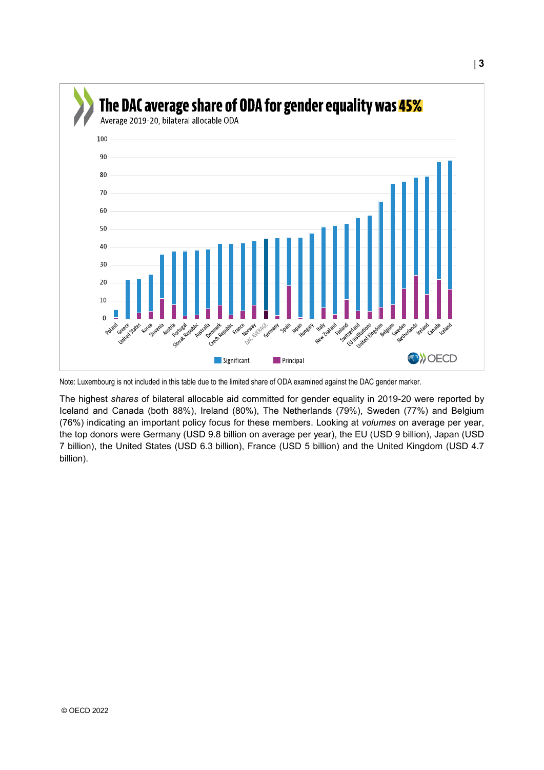**The DAC average share of ODA for gender equality was 45%**

Average 2019-20, bilateral allocable ODA

Note: Luxembourg is not included in this table due to the limited share of ODA examined against the DAC gender marker.

The highest *shares* of bilateral allocable aid committed for gender equality in 2019-20 were reported by Iceland and Canada (both 88%), Ireland (80%), The Netherlands (79%), Sweden (77%) and Belgium (76%) indicating an important policy focus for these members. Looking at *volumes* on average per year, the top donors were Germany (USD 9.8 billion on average per year), the EU (USD 9 billion), Japan (USD 7 billion), the United States (USD 6.3 billion), France (USD 5 billion) and the United Kingdom (USD 4.7 billion).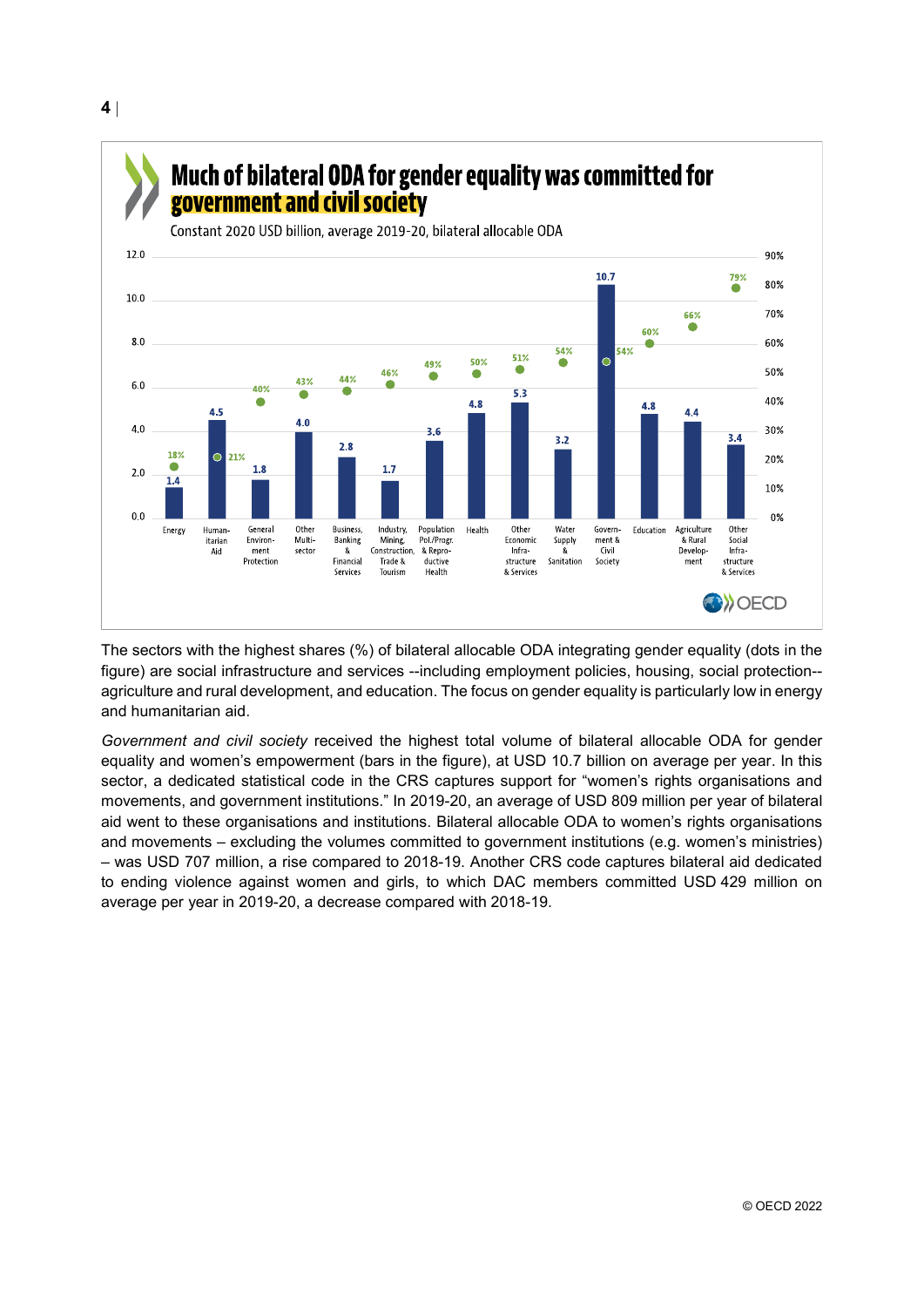## Much of bilateral ODA for gender equality was committed for government and civil society

Constant 2020 USD billion, average 2019-20, bilateral allocable ODA

| Sector | USD billion (bars) | Share integrating gender equality (dots) |
|---|---|---|
| Energy | 1.4 | 18% |
| Humanitarian Aid | 4.5 | 21% |
| General Environment Protection | 1.8 | 40% |
| Other Multisector | 4.0 | 43% |
| Business, Banking & Financial Services | 2.8 | 44% |
| Industry, Mining, Construction, Trade & Tourism | 1.7 | 46% |
| Population Pol./Progr. & Reproductive Health | 3.6 | 49% |
| Health | 4.8 | 50% |
| Other Economic Infrastructure & Services | 5.3 | 51% |
| Water Supply & Sanitation | 3.2 | 54% |
| Government & Civil Society | 10.7 | 54% |
| Education | 4.8 | 60% |
| Agriculture & Rural Development | 4.4 | 66% |
| Other Social Infrastructure & Services | 3.4 | 79% |

The sectors with the highest shares (%) of bilateral allocable ODA integrating gender equality (dots in the figure) are social infrastructure and services --including employment policies, housing, social protection-- agriculture and rural development, and education. The focus on gender equality is particularly low in energy and humanitarian aid.

*Government and civil society* received the highest total volume of bilateral allocable ODA for gender equality and women's empowerment (bars in the figure), at USD 10.7 billion on average per year. In this sector, a dedicated statistical code in the CRS captures support for "women's rights organisations and movements, and government institutions." In 2019-20, an average of USD 809 million per year of bilateral aid went to these organisations and institutions. Bilateral allocable ODA to women's rights organisations and movements – excluding the volumes committed to government institutions (e.g. women's ministries) – was USD 707 million, a rise compared to 2018-19. Another CRS code captures bilateral aid dedicated to ending violence against women and girls, to which DAC members committed USD 429 million on average per year in 2019-20, a decrease compared with 2018-19.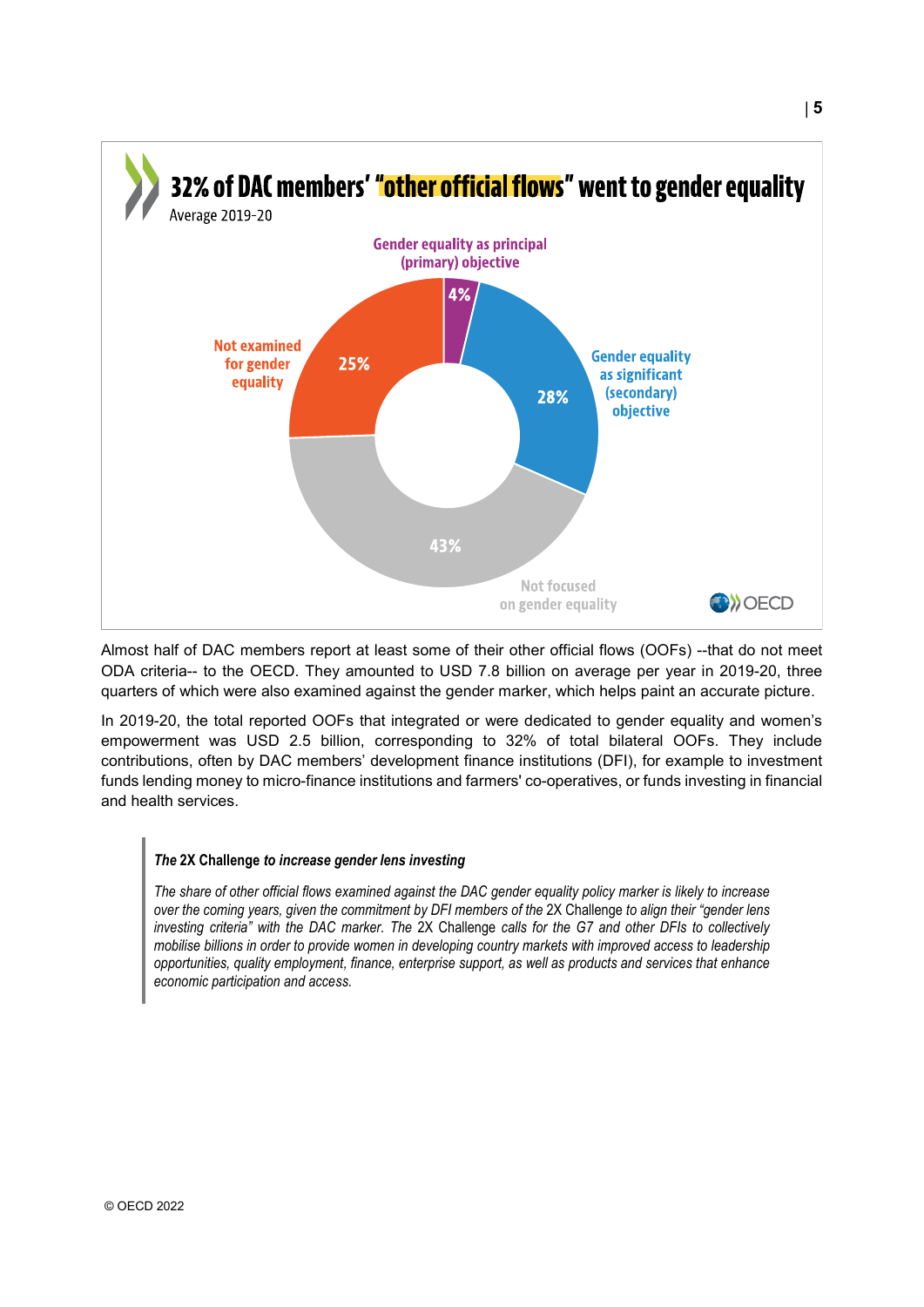## 32% of DAC members' "other official flows" went to gender equality

Average 2019-20

- Gender equality as principal (primary) objective: 4%
- Gender equality as significant (secondary) objective: 28%
- Not focused on gender equality: 43%
- Not examined for gender equality: 25%

Almost half of DAC members report at least some of their other official flows (OOFs) --that do not meet ODA criteria-- to the OECD. They amounted to USD 7.8 billion on average per year in 2019-20, three quarters of which were also examined against the gender marker, which helps paint an accurate picture.

In 2019-20, the total reported OOFs that integrated or were dedicated to gender equality and women's empowerment was USD 2.5 billion, corresponding to 32% of total bilateral OOFs. They include contributions, often by DAC members' development finance institutions (DFI), for example to investment funds lending money to micro-finance institutions and farmers' co-operatives, or funds investing in financial and health services.

> ***The* 2X Challenge *to increase gender lens investing***
>
> *The share of other official flows examined against the DAC gender equality policy marker is likely to increase over the coming years, given the commitment by DFI members of the* 2X Challenge *to align their "gender lens investing criteria" with the DAC marker. The* 2X Challenge *calls for the G7 and other DFIs to collectively mobilise billions in order to provide women in developing country markets with improved access to leadership opportunities, quality employment, finance, enterprise support, as well as products and services that enhance economic participation and access.*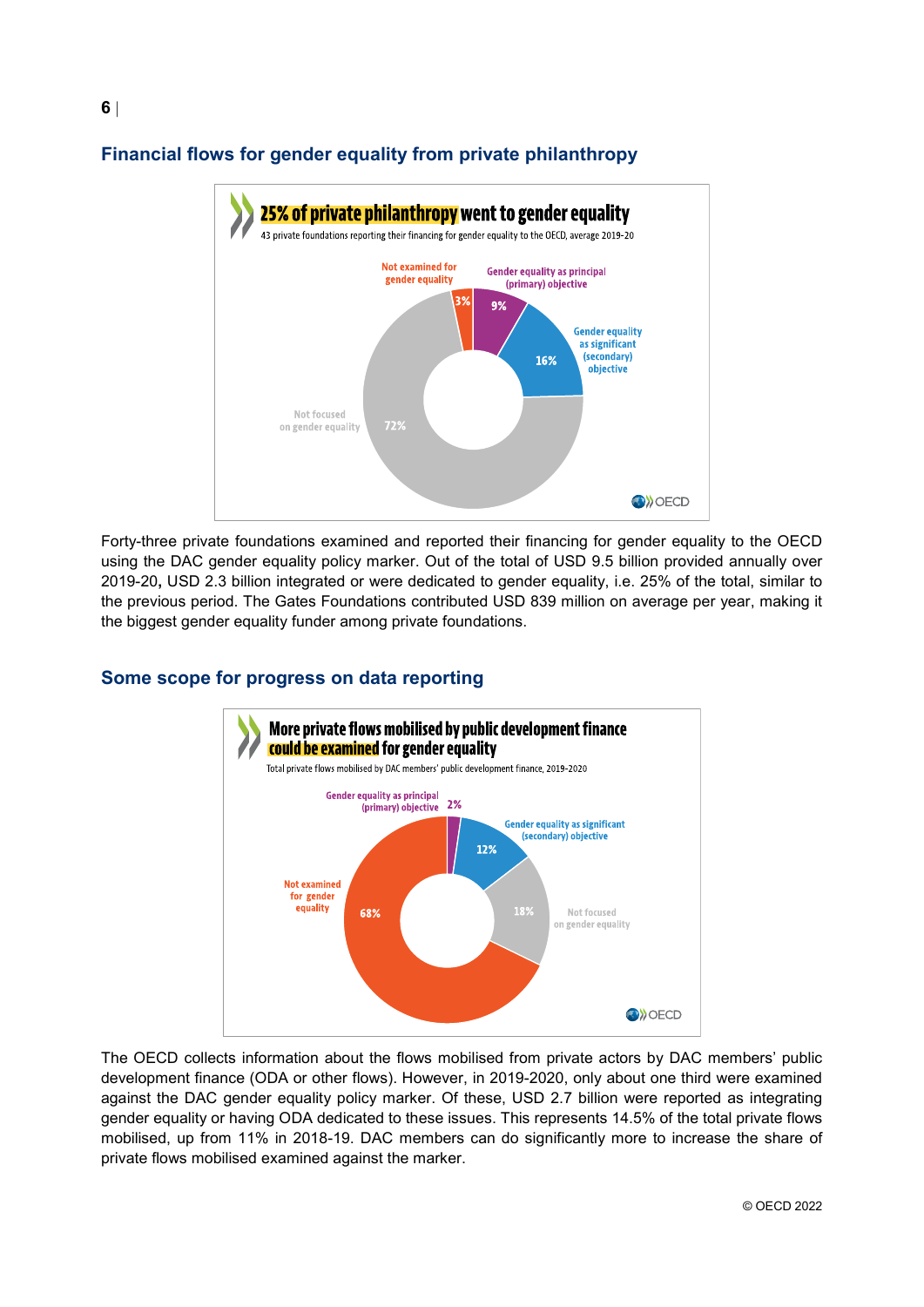## Financial flows for gender equality from private philanthropy

**25% of private philanthropy went to gender equality**

43 private foundations reporting their financing for gender equality to the OECD, average 2019-20

- Gender equality as principal (primary) objective: 9%
- Gender equality as significant (secondary) objective: 16%
- Not focused on gender equality: 72%
- Not examined for gender equality: 3%

Forty-three private foundations examined and reported their financing for gender equality to the OECD using the DAC gender equality policy marker. Out of the total of USD 9.5 billion provided annually over 2019-20**,** USD 2.3 billion integrated or were dedicated to gender equality, i.e. 25% of the total, similar to the previous period. The Gates Foundations contributed USD 839 million on average per year, making it the biggest gender equality funder among private foundations.

## Some scope for progress on data reporting

**More private flows mobilised by public development finance could be examined for gender equality**

Total private flows mobilised by DAC members' public development finance, 2019-2020

- Gender equality as principal (primary) objective: 2%
- Gender equality as significant (secondary) objective: 12%
- Not focused on gender equality: 18%
- Not examined for gender equality: 68%

The OECD collects information about the flows mobilised from private actors by DAC members' public development finance (ODA or other flows). However, in 2019-2020, only about one third were examined against the DAC gender equality policy marker. Of these, USD 2.7 billion were reported as integrating gender equality or having ODA dedicated to these issues. This represents 14.5% of the total private flows mobilised, up from 11% in 2018-19. DAC members can do significantly more to increase the share of private flows mobilised examined against the marker.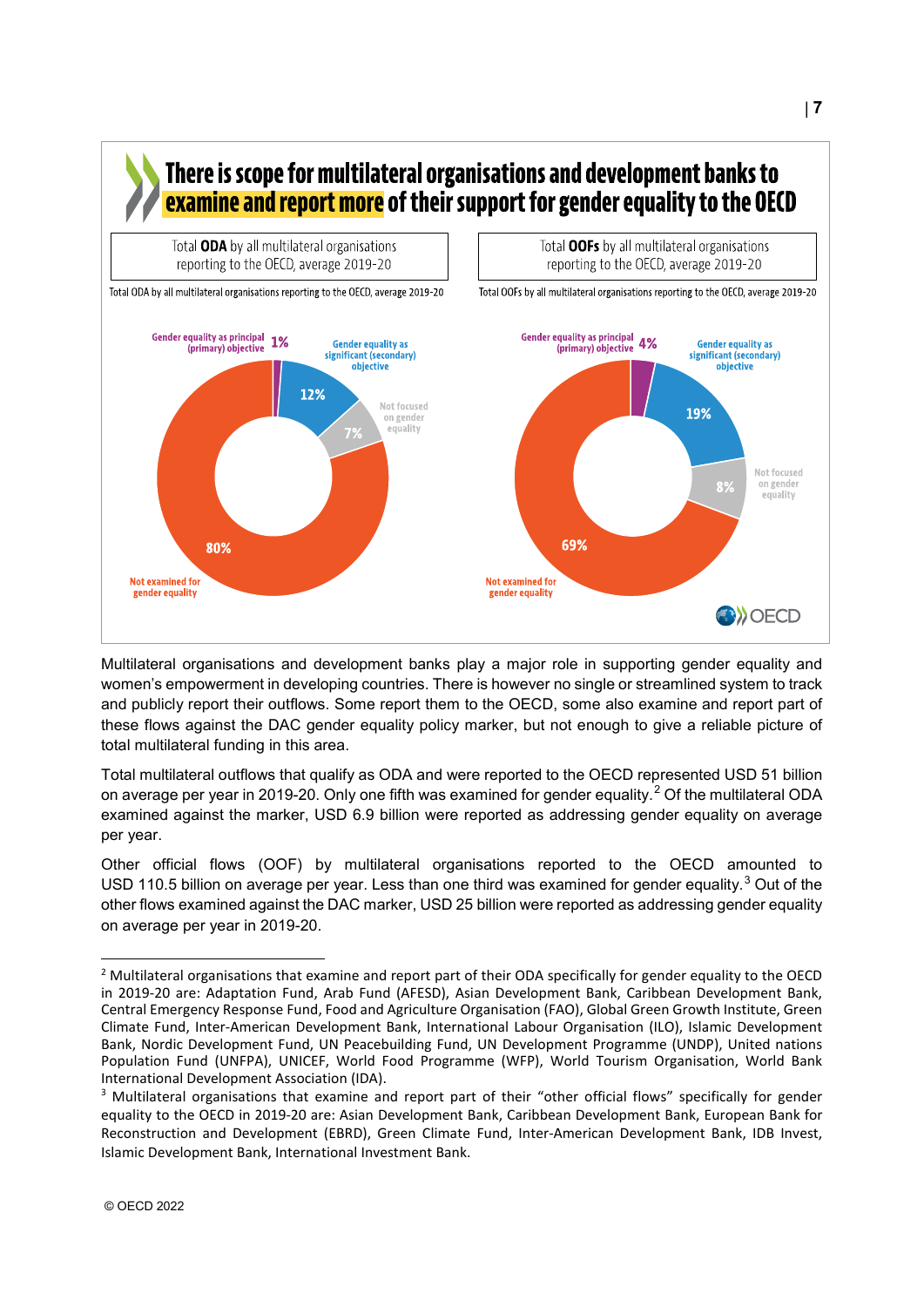## There is scope for multilateral organisations and development banks to **examine and report more** of their support for gender equality to the OECD

Total **ODA** by all multilateral organisations reporting to the OECD, average 2019-20

Total ODA by all multilateral organisations reporting to the OECD, average 2019-20

Gender equality as principal (primary) objective 1%

Gender equality as significant (secondary) objective 12%

Not focused on gender equality 7%

Not examined for gender equality 80%

Total **OOFs** by all multilateral organisations reporting to the OECD, average 2019-20

Total OOFs by all multilateral organisations reporting to the OECD, average 2019-20

Gender equality as principal (primary) objective 4%

Gender equality as significant (secondary) objective 19%

Not focused on gender equality 8%

Not examined for gender equality 69%

OECD

Multilateral organisations and development banks play a major role in supporting gender equality and women's empowerment in developing countries. There is however no single or streamlined system to track and publicly report their outflows. Some report them to the OECD, some also examine and report part of these flows against the DAC gender equality policy marker, but not enough to give a reliable picture of total multilateral funding in this area.

Total multilateral outflows that qualify as ODA and were reported to the OECD represented USD 51 billion on average per year in 2019-20. Only one fifth was examined for gender equality.[2] Of the multilateral ODA examined against the marker, USD 6.9 billion were reported as addressing gender equality on average per year.

Other official flows (OOF) by multilateral organisations reported to the OECD amounted to USD 110.5 billion on average per year. Less than one third was examined for gender equality.[3] Out of the other flows examined against the DAC marker, USD 25 billion were reported as addressing gender equality on average per year in 2019-20.

---

[2] Multilateral organisations that examine and report part of their ODA specifically for gender equality to the OECD in 2019-20 are: Adaptation Fund, Arab Fund (AFESD), Asian Development Bank, Caribbean Development Bank, Central Emergency Response Fund, Food and Agriculture Organisation (FAO), Global Green Growth Institute, Green Climate Fund, Inter-American Development Bank, International Labour Organisation (ILO), Islamic Development Bank, Nordic Development Fund, UN Peacebuilding Fund, UN Development Programme (UNDP), United nations Population Fund (UNFPA), UNICEF, World Food Programme (WFP), World Tourism Organisation, World Bank International Development Association (IDA).

[3] Multilateral organisations that examine and report part of their "other official flows" specifically for gender equality to the OECD in 2019-20 are: Asian Development Bank, Caribbean Development Bank, European Bank for Reconstruction and Development (EBRD), Green Climate Fund, Inter-American Development Bank, IDB Invest, Islamic Development Bank, International Investment Bank.

© OECD 2022